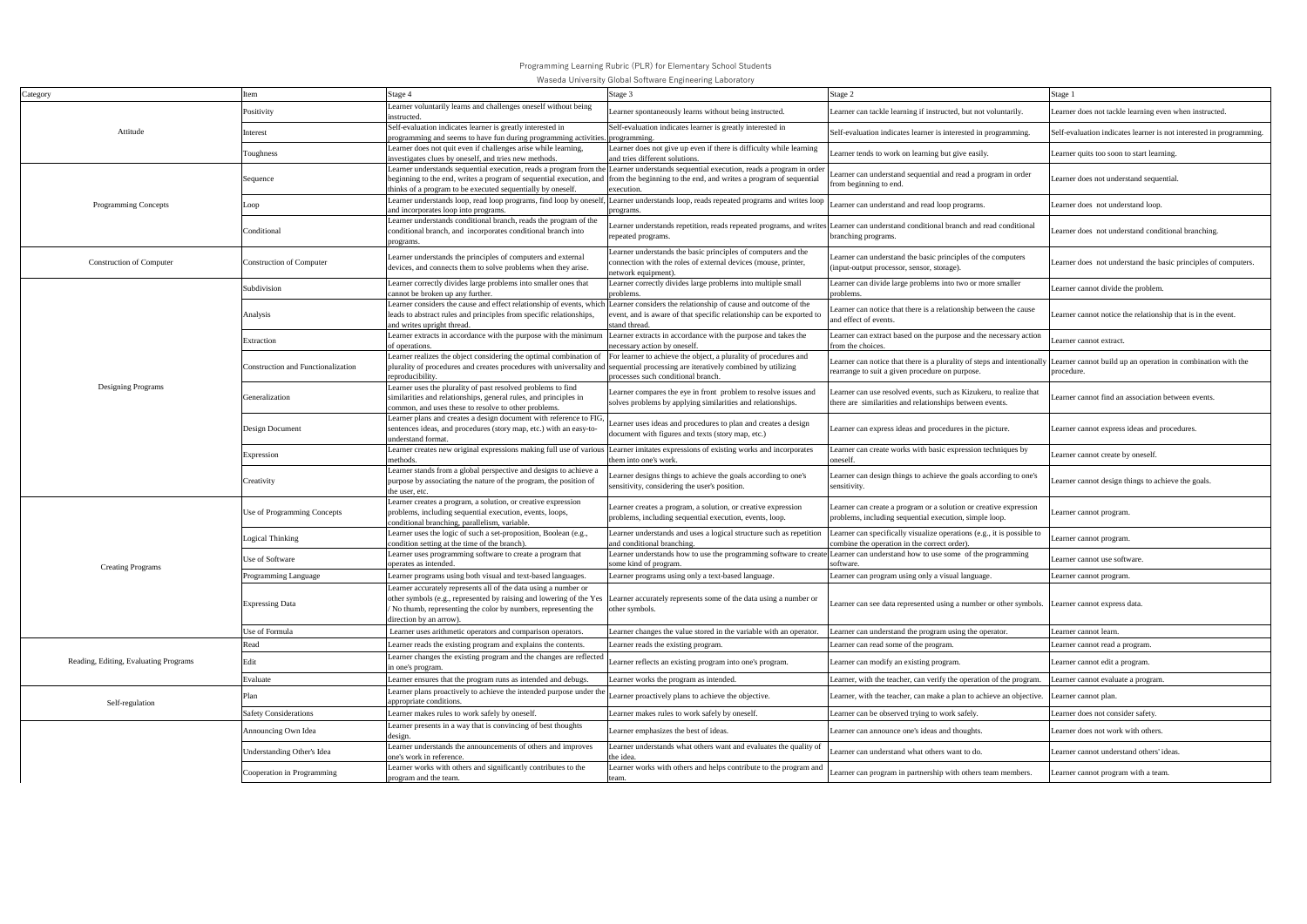Programming Learning Rubric (PLR) for Elementary School Students

Waseda University Global Software Engineering Laboratory

| Category | Item | Stage 4 | Stage 3 | Stage 2 | Stage 1 |
|---|---|---|---|---|---|
| Attitude | Positivity | Learner voluntarily learns and challenges oneself without being instructed. | Learner spontaneously learns without being instructed. | Learner can tackle learning if instructed, but not voluntarily. | Learner does not tackle learning even when instructed. |
| | Interest | Self-evaluation indicates learner is greatly interested in programming and seems to have fun during programming activities. | Self-evaluation indicates learner is greatly interested in programming. | Self-evaluation indicates learner is interested in programming. | Self-evaluation indicates learner is not interested in programming. |
| | Toughness | Learner does not quit even if challenges arise while learning, investigates clues by oneself, and tries new methods. | Learner does not give up even if there is difficulty while learning and tries different solutions. | Learner tends to work on learning but give easily. | Learner quits too soon to start learning. |
| Programming Concepts | Sequence | Learner understands sequential execution, reads a program from the beginning to the end, writes a program of sequential execution, and thinks of a program to be executed sequentially by oneself. | Learner understands sequential execution, reads a program in order from the beginning to the end, and writes a program of sequential execution. | Learner can understand sequential and read a program in order from beginning to end. | Learner does not understand sequential. |
| | Loop | Learner understands loop, read loop programs, find loop by oneself, and incorporates loop into programs. | Learner understands loop, reads repeated programs and writes loop programs. | Learner can understand and read loop programs. | Learner does not understand loop. |
| | Conditional | Learner understands conditional branch, reads the program of the conditional branch, and incorporates conditional branch into programs. | Learner understands repetition, reads repeated programs, and writes repeated programs. | Learner can understand conditional branch and read conditional branching programs. | Learner does not understand conditional branching. |
| Construction of Computer | Construction of Computer | Learner understands the principles of computers and external devices, and connects them to solve problems when they arise. | Learner understands the basic principles of computers and the connection with the roles of external devices (mouse, printer, network equipment). | Learner can understand the basic principles of the computers (input-output processor, sensor, storage). | Learner does not understand the basic principles of computers. |
| Designing Programs | Subdivision | Learner correctly divides large problems into smaller ones that cannot be broken up any further. | Learner correctly divides large problems into multiple small problems. | Learner can divide large problems into two or more smaller problems. | Learner cannot divide the problem. |
| | Analysis | Learner considers the cause and effect relationship of events, which leads to abstract rules and principles from specific relationships, and writes upright thread. | Learner considers the relationship of cause and outcome of the event, and is aware of that specific relationship can be exported to stand thread. | Learner can notice that there is a relationship between the cause and effect of events. | Learner cannot notice the relationship that is in the event. |
| | Extraction | Learner extracts in accordance with the purpose with the minimum of operations. | Learner extracts in accordance with the purpose and takes the necessary action by oneself. | Learner can extract based on the purpose and the necessary action from the choices. | Learner cannot extract. |
| | Construction and Functionalization | Learner realizes the object considering the optimal combination of plurality of procedures and creates procedures with universality and reproducibility. | For learner to achieve the object, a plurality of procedures and sequential processing are iteratively combined by utilizing processes such conditional branch. | Learner can notice that there is a plurality of steps and intentionally rearrange to suit a given procedure on purpose. | Learner cannot build up an operation in combination with the procedure. |
| | Generalization | Learner uses the plurality of past resolved problems to find similarities and relationships, general rules, and principles in common, and uses these to resolve to other problems. | Learner compares the eye in front problem to resolve issues and solves problems by applying similarities and relationships. | Learner can use resolved events, such as Kizukeru, to realize that there are similarities and relationships between events. | Learner cannot find an association between events. |
| | Design Document | Learner plans and creates a design document with reference to FIG, sentences ideas, and procedures (story map, etc.) with an easy-to-understand format. | Learner uses ideas and procedures to plan and creates a design document with figures and texts (story map, etc.) | Learner can express ideas and procedures in the picture. | Learner cannot express ideas and procedures. |
| | Expression | Learner creates new original expressions making full use of various methods. | Learner imitates expressions of existing works and incorporates them into one's work. | Learner can create works with basic expression techniques by oneself. | Learner cannot create by oneself. |
| | Creativity | Learner stands from a global perspective and designs to achieve a purpose by associating the nature of the program, the position of the user, etc. | Learner designs things to achieve the goals according to one's sensitivity, considering the user's position. | Learner can design things to achieve the goals according to one's sensitivity. | Learner cannot design things to achieve the goals. |
| Creating Programs | Use of Programming Concepts | Learner creates a program, a solution, or creative expression problems, including sequential execution, events, loops, conditional branching, parallelism, variable. | Learner creates a program, a solution, or creative expression problems, including sequential execution, events, loop. | Learner can create a program or a solution or creative expression problems, including sequential execution, simple loop. | Learner cannot program. |
| | Logical Thinking | Learner uses the logic of such a set-proposition, Boolean (e.g., condition setting at the time of the branch). | Learner understands and uses a logical structure such as repetition and conditional branching. | Learner can specifically visualize operations (e.g., it is possible to combine the operation in the correct order). | Learner cannot program. |
| | Use of Software | Learner uses programming software to create a program that operates as intended. | Learner understands how to use the programming software to create some kind of program. | Learner can understand how to use some of the programming software. | Learner cannot use software. |
| | Programming Language | Learner programs using both visual and text-based languages. | Learner programs using only a text-based language. | Learner can program using only a visual language. | Learner cannot program. |
| | Expressing Data | Learner accurately represents all of the data using a number or other symbols (e.g., represented by raising and lowering of the Yes / No thumb, representing the color by numbers, representing the direction by an arrow). | Learner accurately represents some of the data using a number or other symbols. | Learner can see data represented using a number or other symbols. | Learner cannot express data. |
| | Use of Formula | Learner uses arithmetic operators and comparison operators. | Learner changes the value stored in the variable with an operator. | Learner can understand the program using the operator. | Learner cannot learn. |
| Reading, Editing, Evaluating Programs | Read | Learner reads the existing program and explains the contents. | Learner reads the existing program. | Learner can read some of the program. | Learner cannot read a program. |
| | Edit | Learner changes the existing program and the changes are reflected in one's program. | Learner reflects an existing program into one's program. | Learner can modify an existing program. | Learner cannot edit a program. |
| | Evaluate | Learner ensures that the program runs as intended and debugs. | Learner works the program as intended. | Learner, with the teacher, can verify the operation of the program. | Learner cannot evaluate a program. |
| Self-regulation | Plan | Learner plans proactively to achieve the intended purpose under the appropriate conditions. | Learner proactively plans to achieve the objective. | Learner, with the teacher, can make a plan to achieve an objective. | Learner cannot plan. |
| | Safety Considerations | Learner makes rules to work safely by oneself. | Learner makes rules to work safely by oneself. | Learner can be observed trying to work safely. | Learner does not consider safety. |
| | Announcing Own Idea | Learner presents in a way that is convincing of best thoughts design. | Learner emphasizes the best of ideas. | Learner can announce one's ideas and thoughts. | Learner does not work with others. |
| | Understanding Other's Idea | Learner understands the announcements of others and improves one's work in reference. | Learner understands what others want and evaluates the quality of the idea. | Learner can understand what others want to do. | Learner cannot understand others' ideas. |
| | Cooperation in Programming | Learner works with others and significantly contributes to the program and the team. | Learner works with others and helps contribute to the program and team. | Learner can program in partnership with others team members. | Learner cannot program with a team. |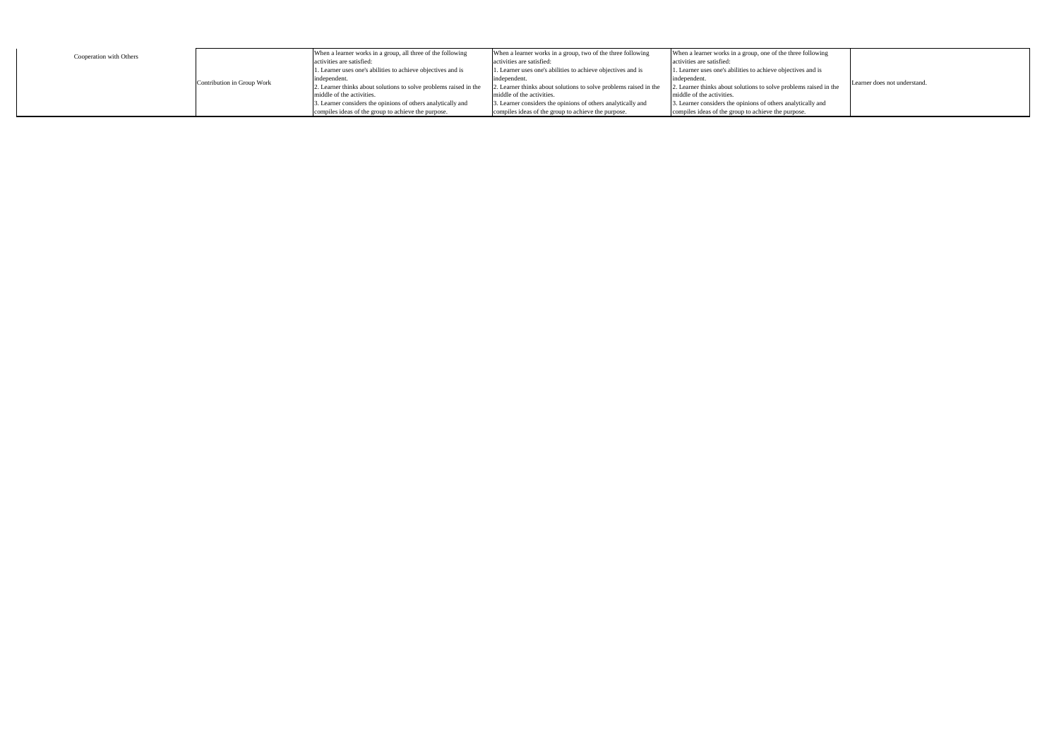| | | | | | |
|---|---|---|---|---|---|
| Cooperation with Others | Contribution in Group Work | When a learner works in a group, all three of the following activities are satisfied:<br>1. Learner uses one's abilities to achieve objectives and is independent.<br>2. Learner thinks about solutions to solve problems raised in the middle of the activities.<br>3. Learner considers the opinions of others analytically and compiles ideas of the group to achieve the purpose. | When a learner works in a group, two of the three following activities are satisfied:<br>1. Learner uses one's abilities to achieve objectives and is independent.<br>2. Learner thinks about solutions to solve problems raised in the middle of the activities.<br>3. Learner considers the opinions of others analytically and compiles ideas of the group to achieve the purpose. | When a learner works in a group, one of the three following activities are satisfied:<br>1. Learner uses one's abilities to achieve objectives and is independent.<br>2. Learner thinks about solutions to solve problems raised in the middle of the activities.<br>3. Learner considers the opinions of others analytically and compiles ideas of the group to achieve the purpose. | Learner does not understand. |